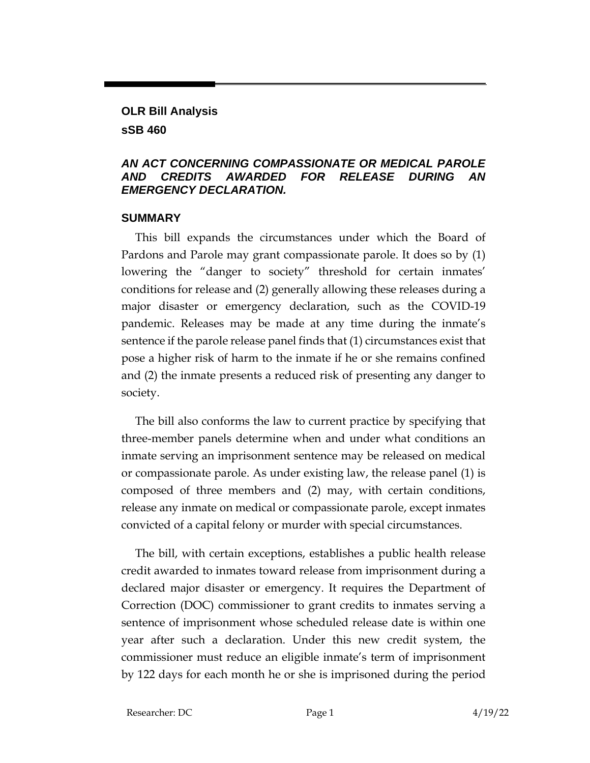**OLR Bill Analysis**

**sSB 460**

### *AN ACT CONCERNING COMPASSIONATE OR MEDICAL PAROLE AND CREDITS AWARDED FOR RELEASE DURING AN EMERGENCY DECLARATION.*

## SUMMARY

This bill expands the circumstances under which the Board of Pardons and Parole may grant compassionate parole. It does so by (1) lowering the "danger to society" threshold for certain inmates' conditions for release and (2) generally allowing these releases during a major disaster or emergency declaration, such as the COVID-19 pandemic. Releases may be made at any time during the inmate's sentence if the parole release panel finds that (1) circumstances exist that pose a higher risk of harm to the inmate if he or she remains confined and (2) the inmate presents a reduced risk of presenting any danger to society.

The bill also conforms the law to current practice by specifying that three-member panels determine when and under what conditions an inmate serving an imprisonment sentence may be released on medical or compassionate parole. As under existing law, the release panel (1) is composed of three members and (2) may, with certain conditions, release any inmate on medical or compassionate parole, except inmates convicted of a capital felony or murder with special circumstances.

The bill, with certain exceptions, establishes a public health release credit awarded to inmates toward release from imprisonment during a declared major disaster or emergency. It requires the Department of Correction (DOC) commissioner to grant credits to inmates serving a sentence of imprisonment whose scheduled release date is within one year after such a declaration. Under this new credit system, the commissioner must reduce an eligible inmate's term of imprisonment by 122 days for each month he or she is imprisoned during the period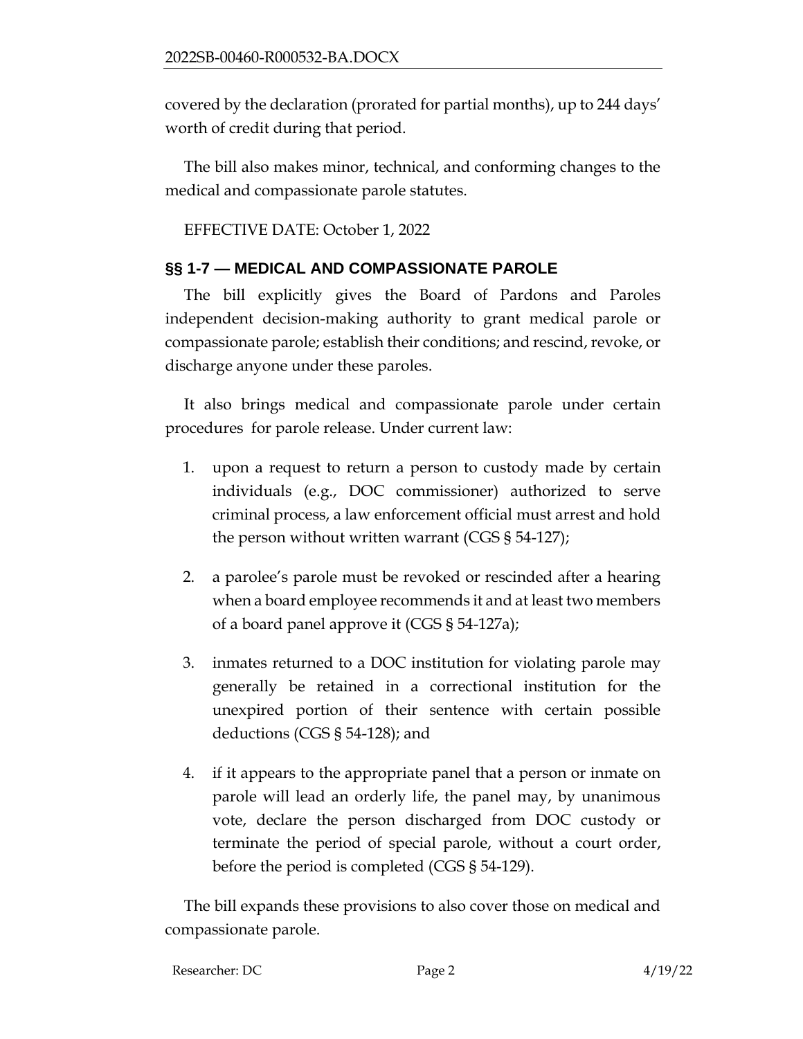covered by the declaration (prorated for partial months), up to 244 days' worth of credit during that period.

The bill also makes minor, technical, and conforming changes to the medical and compassionate parole statutes.

EFFECTIVE DATE: October 1, 2022

## §§ 1-7 — MEDICAL AND COMPASSIONATE PAROLE

The bill explicitly gives the Board of Pardons and Paroles independent decision-making authority to grant medical parole or compassionate parole; establish their conditions; and rescind, revoke, or discharge anyone under these paroles.

It also brings medical and compassionate parole under certain procedures for parole release. Under current law:

1. upon a request to return a person to custody made by certain individuals (e.g., DOC commissioner) authorized to serve criminal process, a law enforcement official must arrest and hold the person without written warrant (CGS § 54-127);
2. a parolee's parole must be revoked or rescinded after a hearing when a board employee recommends it and at least two members of a board panel approve it (CGS § 54-127a);
3. inmates returned to a DOC institution for violating parole may generally be retained in a correctional institution for the unexpired portion of their sentence with certain possible deductions (CGS § 54-128); and
4. if it appears to the appropriate panel that a person or inmate on parole will lead an orderly life, the panel may, by unanimous vote, declare the person discharged from DOC custody or terminate the period of special parole, without a court order, before the period is completed (CGS § 54-129).

The bill expands these provisions to also cover those on medical and compassionate parole.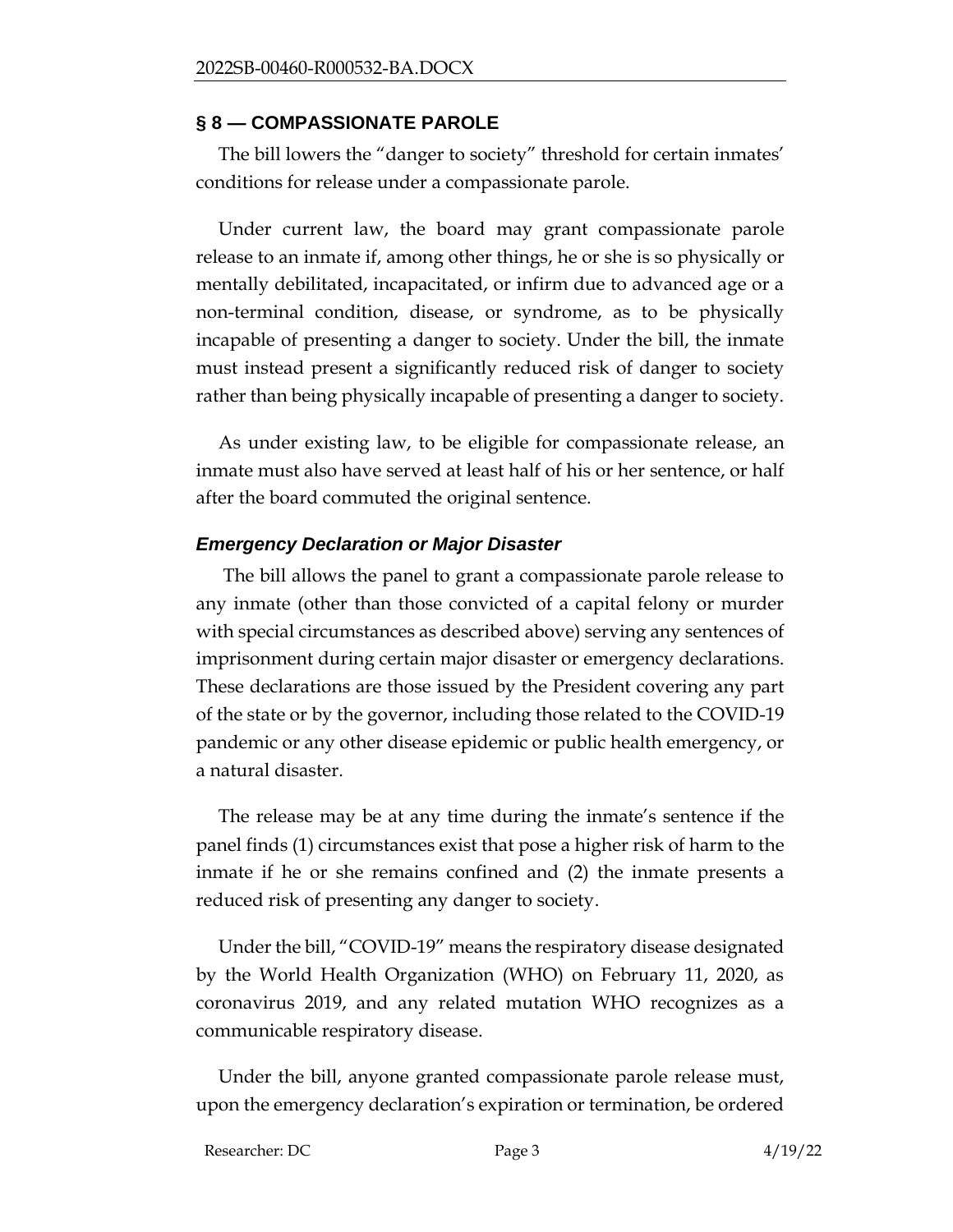## § 8 — COMPASSIONATE PAROLE

The bill lowers the "danger to society" threshold for certain inmates' conditions for release under a compassionate parole.

Under current law, the board may grant compassionate parole release to an inmate if, among other things, he or she is so physically or mentally debilitated, incapacitated, or infirm due to advanced age or a non-terminal condition, disease, or syndrome, as to be physically incapable of presenting a danger to society. Under the bill, the inmate must instead present a significantly reduced risk of danger to society rather than being physically incapable of presenting a danger to society.

As under existing law, to be eligible for compassionate release, an inmate must also have served at least half of his or her sentence, or half after the board commuted the original sentence.

### *Emergency Declaration or Major Disaster*

The bill allows the panel to grant a compassionate parole release to any inmate (other than those convicted of a capital felony or murder with special circumstances as described above) serving any sentences of imprisonment during certain major disaster or emergency declarations. These declarations are those issued by the President covering any part of the state or by the governor, including those related to the COVID-19 pandemic or any other disease epidemic or public health emergency, or a natural disaster.

The release may be at any time during the inmate's sentence if the panel finds (1) circumstances exist that pose a higher risk of harm to the inmate if he or she remains confined and (2) the inmate presents a reduced risk of presenting any danger to society.

Under the bill, "COVID-19" means the respiratory disease designated by the World Health Organization (WHO) on February 11, 2020, as coronavirus 2019, and any related mutation WHO recognizes as a communicable respiratory disease.

Under the bill, anyone granted compassionate parole release must, upon the emergency declaration's expiration or termination, be ordered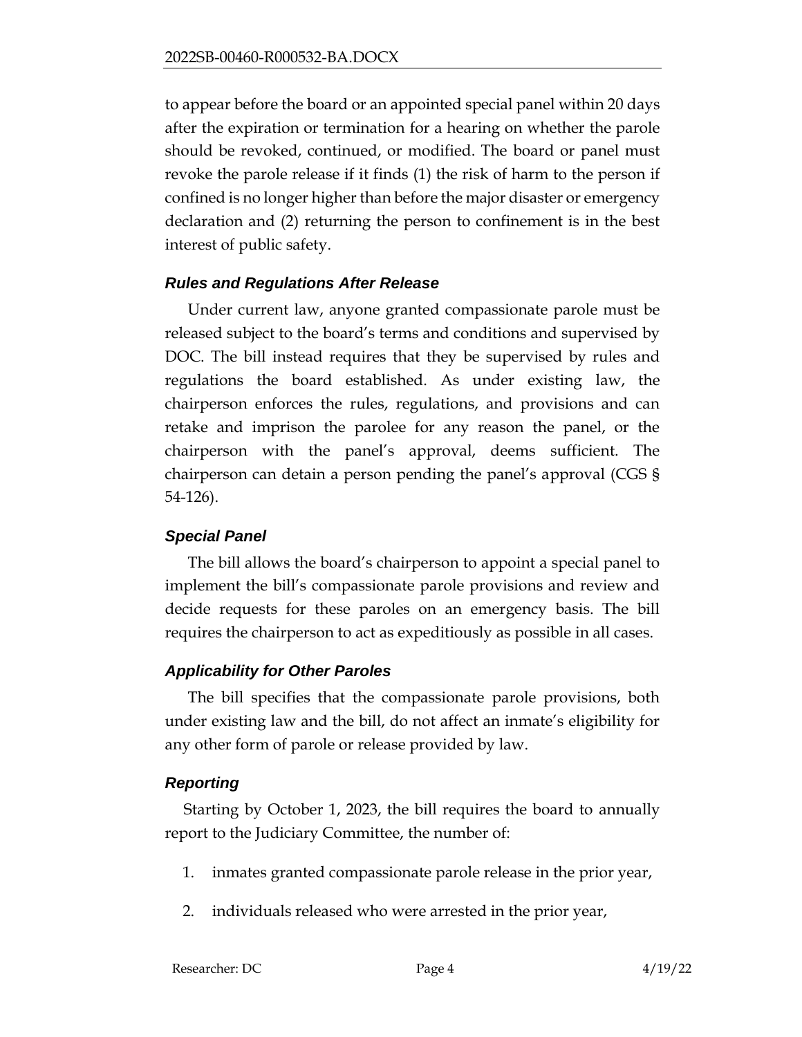to appear before the board or an appointed special panel within 20 days after the expiration or termination for a hearing on whether the parole should be revoked, continued, or modified. The board or panel must revoke the parole release if it finds (1) the risk of harm to the person if confined is no longer higher than before the major disaster or emergency declaration and (2) returning the person to confinement is in the best interest of public safety.

### *Rules and Regulations After Release*

Under current law, anyone granted compassionate parole must be released subject to the board's terms and conditions and supervised by DOC. The bill instead requires that they be supervised by rules and regulations the board established. As under existing law, the chairperson enforces the rules, regulations, and provisions and can retake and imprison the parolee for any reason the panel, or the chairperson with the panel's approval, deems sufficient. The chairperson can detain a person pending the panel's approval (CGS § 54-126).

### *Special Panel*

The bill allows the board's chairperson to appoint a special panel to implement the bill's compassionate parole provisions and review and decide requests for these paroles on an emergency basis. The bill requires the chairperson to act as expeditiously as possible in all cases.

### *Applicability for Other Paroles*

The bill specifies that the compassionate parole provisions, both under existing law and the bill, do not affect an inmate's eligibility for any other form of parole or release provided by law.

### *Reporting*

Starting by October 1, 2023, the bill requires the board to annually report to the Judiciary Committee, the number of:

1. inmates granted compassionate parole release in the prior year,
2. individuals released who were arrested in the prior year,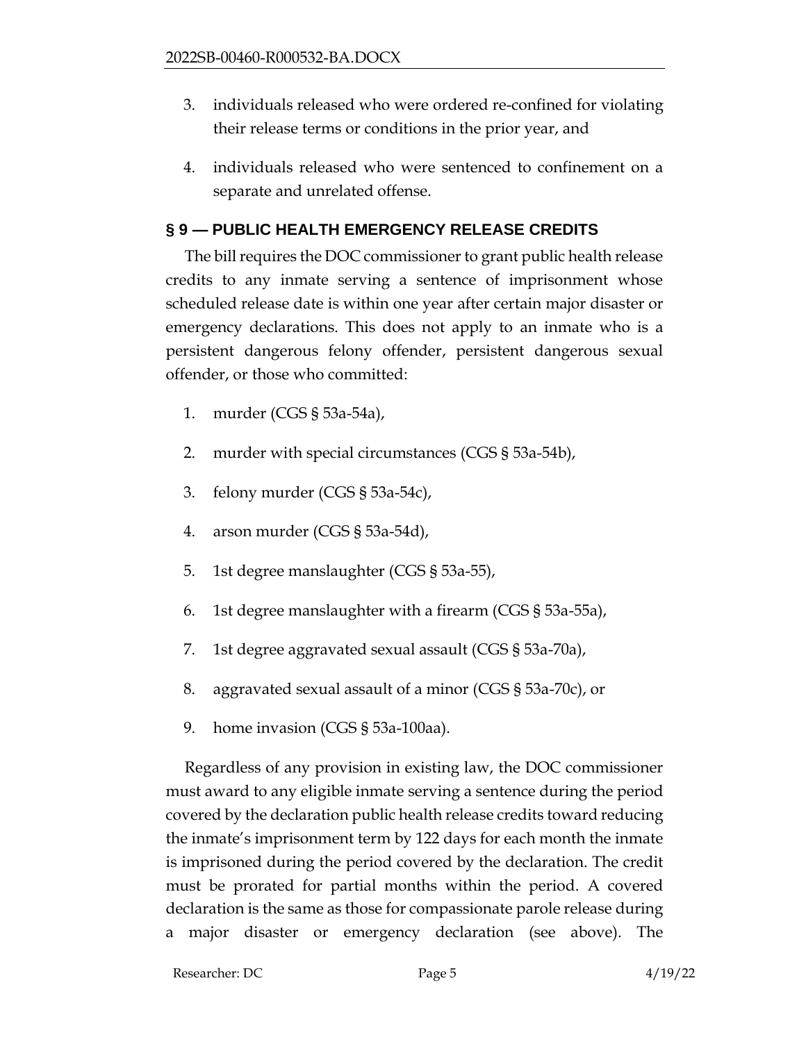3. individuals released who were ordered re-confined for violating their release terms or conditions in the prior year, and

4. individuals released who were sentenced to confinement on a separate and unrelated offense.

## § 9 — PUBLIC HEALTH EMERGENCY RELEASE CREDITS

The bill requires the DOC commissioner to grant public health release credits to any inmate serving a sentence of imprisonment whose scheduled release date is within one year after certain major disaster or emergency declarations. This does not apply to an inmate who is a persistent dangerous felony offender, persistent dangerous sexual offender, or those who committed:

1. murder (CGS § 53a-54a),
2. murder with special circumstances (CGS § 53a-54b),
3. felony murder (CGS § 53a-54c),
4. arson murder (CGS § 53a-54d),
5. 1st degree manslaughter (CGS § 53a-55),
6. 1st degree manslaughter with a firearm (CGS § 53a-55a),
7. 1st degree aggravated sexual assault (CGS § 53a-70a),
8. aggravated sexual assault of a minor (CGS § 53a-70c), or
9. home invasion (CGS § 53a-100aa).

Regardless of any provision in existing law, the DOC commissioner must award to any eligible inmate serving a sentence during the period covered by the declaration public health release credits toward reducing the inmate's imprisonment term by 122 days for each month the inmate is imprisoned during the period covered by the declaration. The credit must be prorated for partial months within the period. A covered declaration is the same as those for compassionate parole release during a major disaster or emergency declaration (see above). The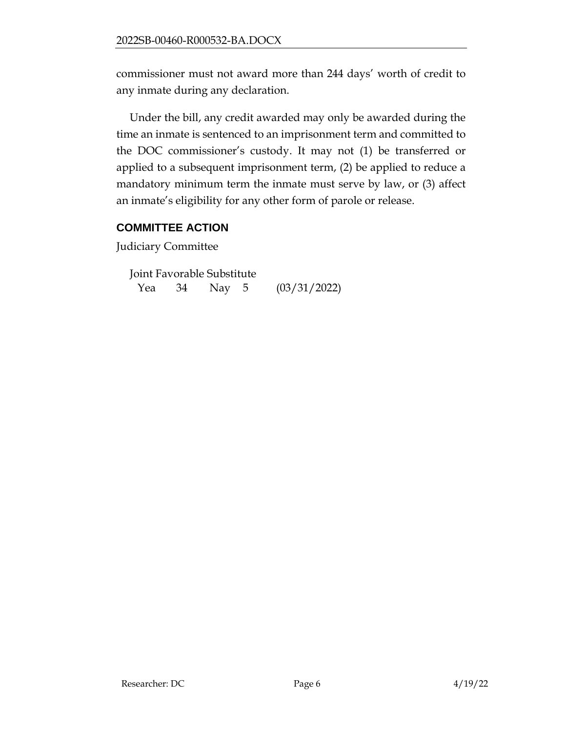commissioner must not award more than 244 days' worth of credit to any inmate during any declaration.

Under the bill, any credit awarded may only be awarded during the time an inmate is sentenced to an imprisonment term and committed to the DOC commissioner's custody. It may not (1) be transferred or applied to a subsequent imprisonment term, (2) be applied to reduce a mandatory minimum term the inmate must serve by law, or (3) affect an inmate's eligibility for any other form of parole or release.

## COMMITTEE ACTION

Judiciary Committee

Joint Favorable Substitute
Yea 34 Nay 5 (03/31/2022)